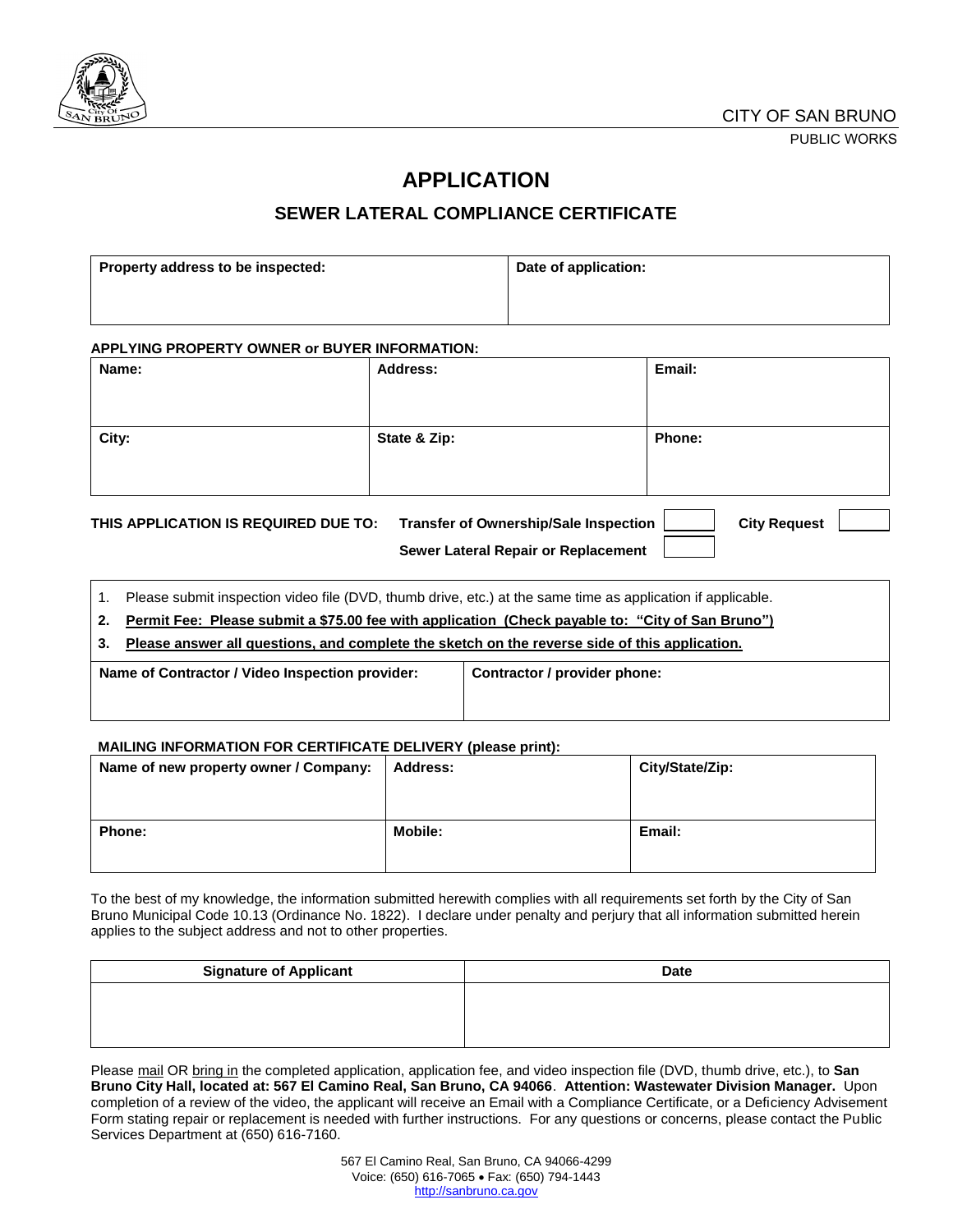CITY OF SAN BRUNO

PUBLIC WORKS

# APPLICATION

## SEWER LATERAL COMPLIANCE CERTIFICATE

| **Property address to be inspected:** | **Date of application:** |
|---|---|
| | |

**APPLYING PROPERTY OWNER or BUYER INFORMATION:**

| **Name:** | **Address:** | **Email:** |
|---|---|---|
| **City:** | **State & Zip:** | **Phone:** |

**THIS APPLICATION IS REQUIRED DUE TO:** **Transfer of Ownership/Sale Inspection** ☐ **City Request** ☐

**Sewer Lateral Repair or Replacement** ☐

1. Please submit inspection video file (DVD, thumb drive, etc.) at the same time as application if applicable.
2. **Permit Fee: Please submit a $75.00 fee with application (Check payable to: "City of San Bruno")**
3. **Please answer all questions, and complete the sketch on the reverse side of this application.**

| **Name of Contractor / Video Inspection provider:** | **Contractor / provider phone:** |
|---|---|
| | |

**MAILING INFORMATION FOR CERTIFICATE DELIVERY (please print):**

| **Name of new property owner / Company:** | **Address:** | **City/State/Zip:** |
|---|---|---|
| **Phone:** | **Mobile:** | **Email:** |

To the best of my knowledge, the information submitted herewith complies with all requirements set forth by the City of San Bruno Municipal Code 10.13 (Ordinance No. 1822). I declare under penalty and perjury that all information submitted herein applies to the subject address and not to other properties.

| **Signature of Applicant** | **Date** |
|---|---|
| | |

Please mail OR bring in the completed application, application fee, and video inspection file (DVD, thumb drive, etc.), to **San Bruno City Hall, located at: 567 El Camino Real, San Bruno, CA 94066**. **Attention: Wastewater Division Manager.** Upon completion of a review of the video, the applicant will receive an Email with a Compliance Certificate, or a Deficiency Advisement Form stating repair or replacement is needed with further instructions. For any questions or concerns, please contact the Public Services Department at (650) 616-7160.

567 El Camino Real, San Bruno, CA 94066-4299
Voice: (650) 616-7065 • Fax: (650) 794-1443
http://sanbruno.ca.gov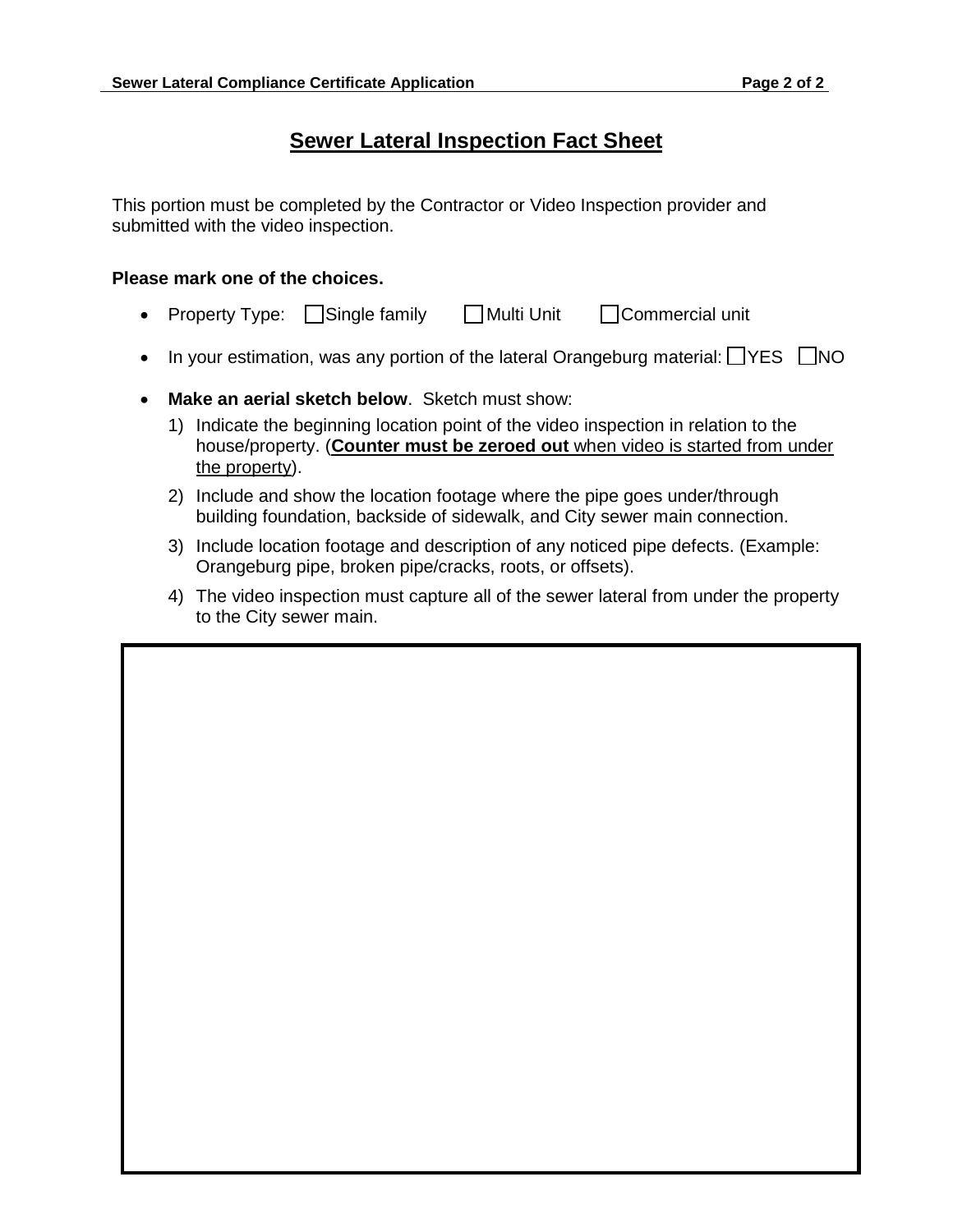## Sewer Lateral Inspection Fact Sheet

This portion must be completed by the Contractor or Video Inspection provider and submitted with the video inspection.

**Please mark one of the choices.**

- Property Type: ☐ Single family ☐ Multi Unit ☐ Commercial unit
- In your estimation, was any portion of the lateral Orangeburg material: ☐ YES ☐ NO
- **Make an aerial sketch below**. Sketch must show:
  1) Indicate the beginning location point of the video inspection in relation to the house/property. (**Counter must be zeroed out** when video is started from under the property).
  2) Include and show the location footage where the pipe goes under/through building foundation, backside of sidewalk, and City sewer main connection.
  3) Include location footage and description of any noticed pipe defects. (Example: Orangeburg pipe, broken pipe/cracks, roots, or offsets).
  4) The video inspection must capture all of the sewer lateral from under the property to the City sewer main.